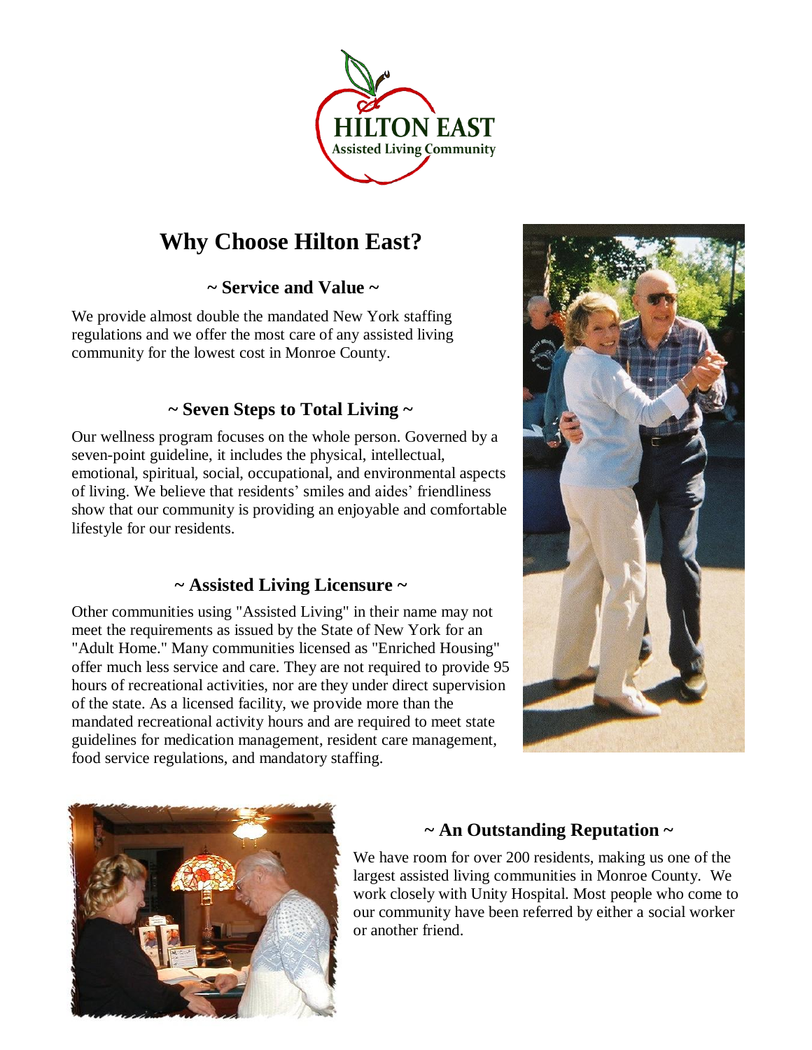HILTON EAST
Assisted Living Community

# Why Choose Hilton East?

## ~ Service and Value ~

We provide almost double the mandated New York staffing regulations and we offer the most care of any assisted living community for the lowest cost in Monroe County.

## ~ Seven Steps to Total Living ~

Our wellness program focuses on the whole person. Governed by a seven-point guideline, it includes the physical, intellectual, emotional, spiritual, social, occupational, and environmental aspects of living. We believe that residents' smiles and aides' friendliness show that our community is providing an enjoyable and comfortable lifestyle for our residents.

## ~ Assisted Living Licensure ~

Other communities using "Assisted Living" in their name may not meet the requirements as issued by the State of New York for an "Adult Home." Many communities licensed as "Enriched Housing" offer much less service and care. They are not required to provide 95 hours of recreational activities, nor are they under direct supervision of the state. As a licensed facility, we provide more than the mandated recreational activity hours and are required to meet state guidelines for medication management, resident care management, food service regulations, and mandatory staffing.

## ~ An Outstanding Reputation ~

We have room for over 200 residents, making us one of the largest assisted living communities in Monroe County. We work closely with Unity Hospital. Most people who come to our community have been referred by either a social worker or another friend.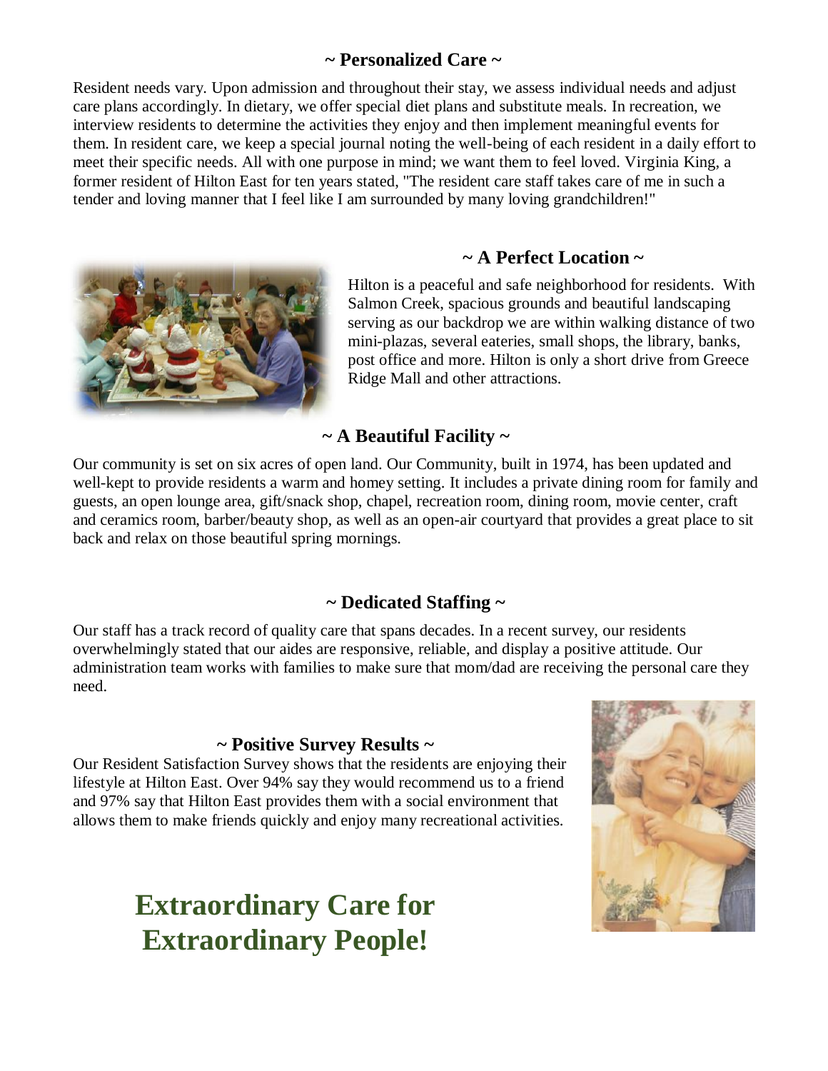## ~ Personalized Care ~

Resident needs vary. Upon admission and throughout their stay, we assess individual needs and adjust care plans accordingly. In dietary, we offer special diet plans and substitute meals. In recreation, we interview residents to determine the activities they enjoy and then implement meaningful events for them. In resident care, we keep a special journal noting the well-being of each resident in a daily effort to meet their specific needs. All with one purpose in mind; we want them to feel loved. Virginia King, a former resident of Hilton East for ten years stated, "The resident care staff takes care of me in such a tender and loving manner that I feel like I am surrounded by many loving grandchildren!"

## ~ A Perfect Location ~

Hilton is a peaceful and safe neighborhood for residents. With Salmon Creek, spacious grounds and beautiful landscaping serving as our backdrop we are within walking distance of two mini-plazas, several eateries, small shops, the library, banks, post office and more. Hilton is only a short drive from Greece Ridge Mall and other attractions.

## ~ A Beautiful Facility ~

Our community is set on six acres of open land. Our Community, built in 1974, has been updated and well-kept to provide residents a warm and homey setting. It includes a private dining room for family and guests, an open lounge area, gift/snack shop, chapel, recreation room, dining room, movie center, craft and ceramics room, barber/beauty shop, as well as an open-air courtyard that provides a great place to sit back and relax on those beautiful spring mornings.

## ~ Dedicated Staffing ~

Our staff has a track record of quality care that spans decades. In a recent survey, our residents overwhelmingly stated that our aides are responsive, reliable, and display a positive attitude. Our administration team works with families to make sure that mom/dad are receiving the personal care they need.

## ~ Positive Survey Results ~

Our Resident Satisfaction Survey shows that the residents are enjoying their lifestyle at Hilton East. Over 94% say they would recommend us to a friend and 97% say that Hilton East provides them with a social environment that allows them to make friends quickly and enjoy many recreational activities.

# Extraordinary Care for Extraordinary People!